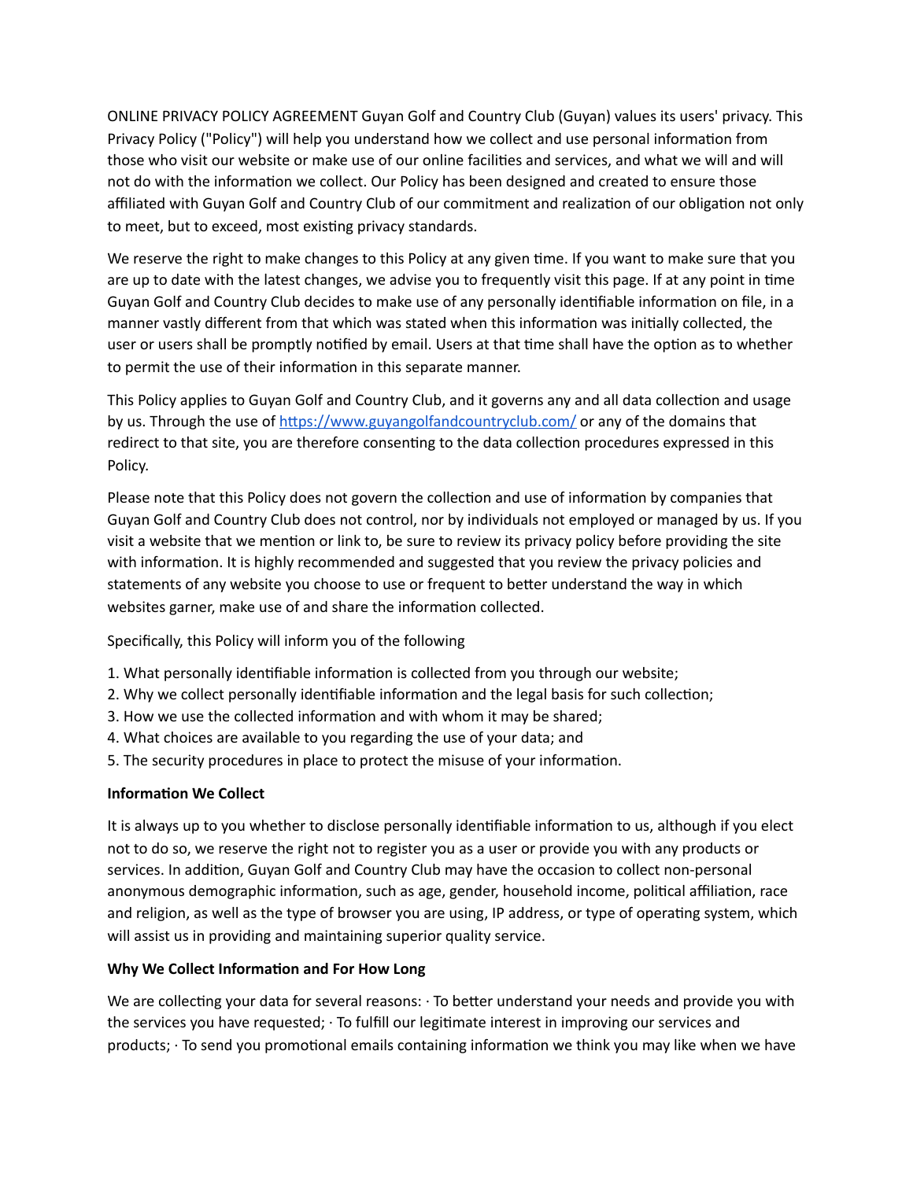ONLINE PRIVACY POLICY AGREEMENT Guyan Golf and Country Club (Guyan) values its users' privacy. This Privacy Policy ("Policy") will help you understand how we collect and use personal information from those who visit our website or make use of our online facilities and services, and what we will and will not do with the information we collect. Our Policy has been designed and created to ensure those affiliated with Guyan Golf and Country Club of our commitment and realization of our obligation not only to meet, but to exceed, most existing privacy standards.

We reserve the right to make changes to this Policy at any given time. If you want to make sure that you are up to date with the latest changes, we advise you to frequently visit this page. If at any point in time Guyan Golf and Country Club decides to make use of any personally identifiable information on file, in a manner vastly different from that which was stated when this information was initially collected, the user or users shall be promptly notified by email. Users at that time shall have the option as to whether to permit the use of their information in this separate manner.

This Policy applies to Guyan Golf and Country Club, and it governs any and all data collection and usage by us. Through the use of [https://www.guyangolfandcountryclub.com/](https://www.guyangolfandcountryclub.com/) or any of the domains that redirect to that site, you are therefore consenting to the data collection procedures expressed in this Policy.

Please note that this Policy does not govern the collection and use of information by companies that Guyan Golf and Country Club does not control, nor by individuals not employed or managed by us. If you visit a website that we mention or link to, be sure to review its privacy policy before providing the site with information. It is highly recommended and suggested that you review the privacy policies and statements of any website you choose to use or frequent to better understand the way in which websites garner, make use of and share the information collected.

Specifically, this Policy will inform you of the following

1. What personally identifiable information is collected from you through our website;
2. Why we collect personally identifiable information and the legal basis for such collection;
3. How we use the collected information and with whom it may be shared;
4. What choices are available to you regarding the use of your data; and
5. The security procedures in place to protect the misuse of your information.

**Information We Collect**

It is always up to you whether to disclose personally identifiable information to us, although if you elect not to do so, we reserve the right not to register you as a user or provide you with any products or services. In addition, Guyan Golf and Country Club may have the occasion to collect non-personal anonymous demographic information, such as age, gender, household income, political affiliation, race and religion, as well as the type of browser you are using, IP address, or type of operating system, which will assist us in providing and maintaining superior quality service.

**Why We Collect Information and For How Long**

We are collecting your data for several reasons: · To better understand your needs and provide you with the services you have requested; · To fulfill our legitimate interest in improving our services and products; · To send you promotional emails containing information we think you may like when we have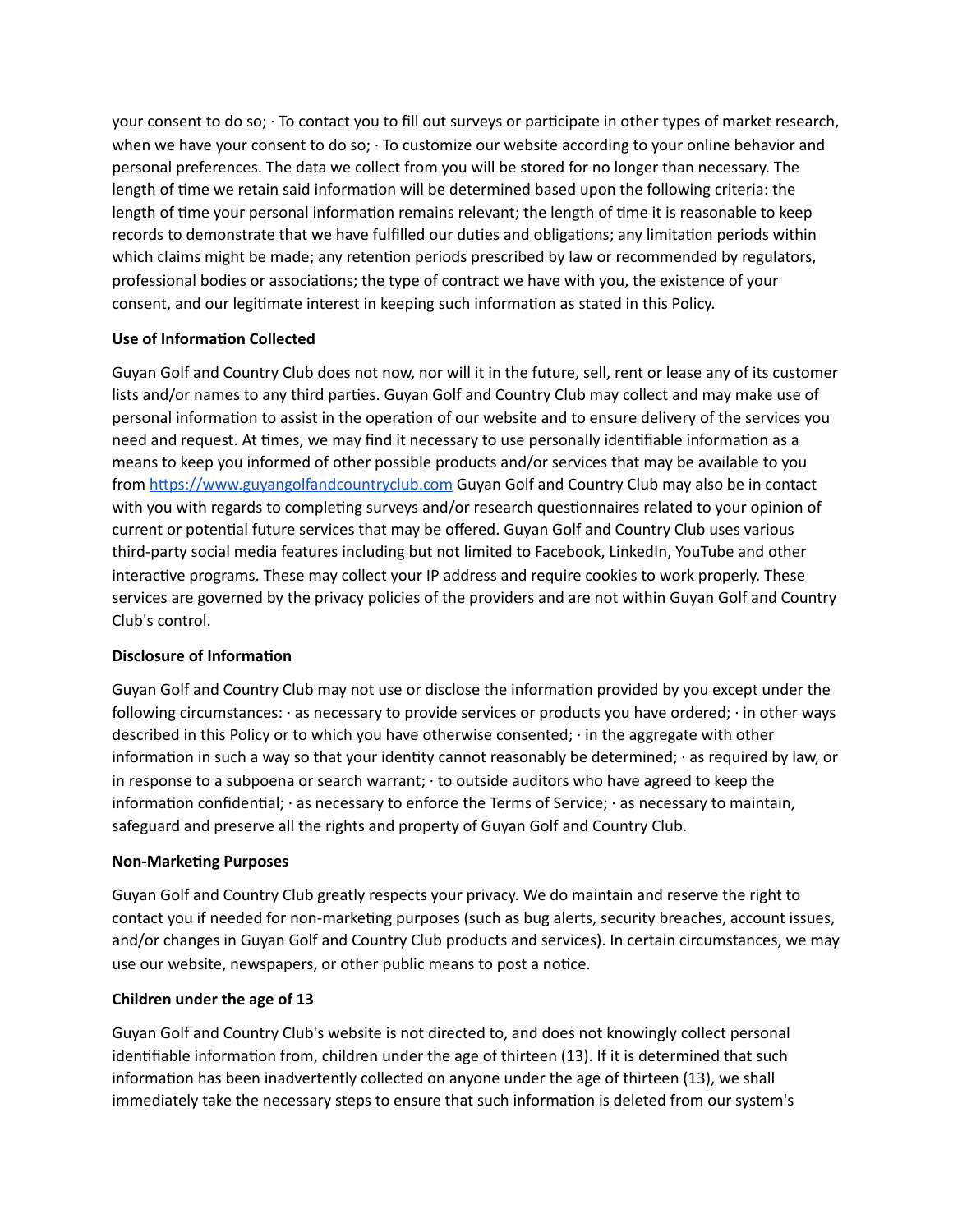your consent to do so; · To contact you to fill out surveys or participate in other types of market research, when we have your consent to do so; · To customize our website according to your online behavior and personal preferences. The data we collect from you will be stored for no longer than necessary. The length of time we retain said information will be determined based upon the following criteria: the length of time your personal information remains relevant; the length of time it is reasonable to keep records to demonstrate that we have fulfilled our duties and obligations; any limitation periods within which claims might be made; any retention periods prescribed by law or recommended by regulators, professional bodies or associations; the type of contract we have with you, the existence of your consent, and our legitimate interest in keeping such information as stated in this Policy.

**Use of Information Collected**

Guyan Golf and Country Club does not now, nor will it in the future, sell, rent or lease any of its customer lists and/or names to any third parties. Guyan Golf and Country Club may collect and may make use of personal information to assist in the operation of our website and to ensure delivery of the services you need and request. At times, we may find it necessary to use personally identifiable information as a means to keep you informed of other possible products and/or services that may be available to you from [https://www.guyangolfandcountryclub.com](https://www.guyangolfandcountryclub.com) Guyan Golf and Country Club may also be in contact with you with regards to completing surveys and/or research questionnaires related to your opinion of current or potential future services that may be offered. Guyan Golf and Country Club uses various third-party social media features including but not limited to Facebook, LinkedIn, YouTube and other interactive programs. These may collect your IP address and require cookies to work properly. These services are governed by the privacy policies of the providers and are not within Guyan Golf and Country Club's control.

**Disclosure of Information**

Guyan Golf and Country Club may not use or disclose the information provided by you except under the following circumstances: · as necessary to provide services or products you have ordered; · in other ways described in this Policy or to which you have otherwise consented; · in the aggregate with other information in such a way so that your identity cannot reasonably be determined; · as required by law, or in response to a subpoena or search warrant; · to outside auditors who have agreed to keep the information confidential; · as necessary to enforce the Terms of Service; · as necessary to maintain, safeguard and preserve all the rights and property of Guyan Golf and Country Club.

**Non-Marketing Purposes**

Guyan Golf and Country Club greatly respects your privacy. We do maintain and reserve the right to contact you if needed for non-marketing purposes (such as bug alerts, security breaches, account issues, and/or changes in Guyan Golf and Country Club products and services). In certain circumstances, we may use our website, newspapers, or other public means to post a notice.

**Children under the age of 13**

Guyan Golf and Country Club's website is not directed to, and does not knowingly collect personal identifiable information from, children under the age of thirteen (13). If it is determined that such information has been inadvertently collected on anyone under the age of thirteen (13), we shall immediately take the necessary steps to ensure that such information is deleted from our system's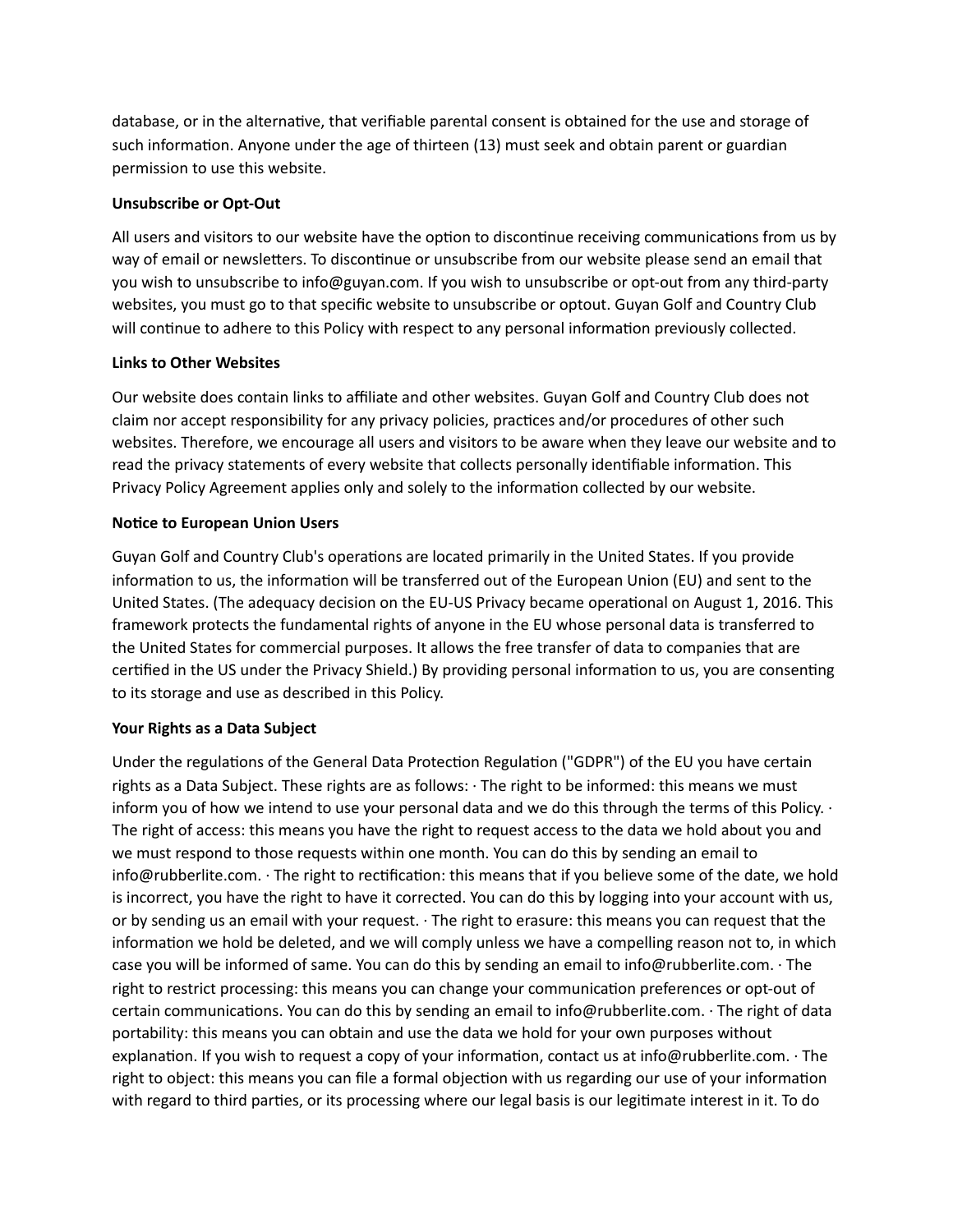database, or in the alternative, that verifiable parental consent is obtained for the use and storage of such information. Anyone under the age of thirteen (13) must seek and obtain parent or guardian permission to use this website.

**Unsubscribe or Opt-Out**

All users and visitors to our website have the option to discontinue receiving communications from us by way of email or newsletters. To discontinue or unsubscribe from our website please send an email that you wish to unsubscribe to info@guyan.com. If you wish to unsubscribe or opt-out from any third-party websites, you must go to that specific website to unsubscribe or optout. Guyan Golf and Country Club will continue to adhere to this Policy with respect to any personal information previously collected.

**Links to Other Websites**

Our website does contain links to affiliate and other websites. Guyan Golf and Country Club does not claim nor accept responsibility for any privacy policies, practices and/or procedures of other such websites. Therefore, we encourage all users and visitors to be aware when they leave our website and to read the privacy statements of every website that collects personally identifiable information. This Privacy Policy Agreement applies only and solely to the information collected by our website.

**Notice to European Union Users**

Guyan Golf and Country Club's operations are located primarily in the United States. If you provide information to us, the information will be transferred out of the European Union (EU) and sent to the United States. (The adequacy decision on the EU-US Privacy became operational on August 1, 2016. This framework protects the fundamental rights of anyone in the EU whose personal data is transferred to the United States for commercial purposes. It allows the free transfer of data to companies that are certified in the US under the Privacy Shield.) By providing personal information to us, you are consenting to its storage and use as described in this Policy.

**Your Rights as a Data Subject**

Under the regulations of the General Data Protection Regulation ("GDPR") of the EU you have certain rights as a Data Subject. These rights are as follows: · The right to be informed: this means we must inform you of how we intend to use your personal data and we do this through the terms of this Policy. · The right of access: this means you have the right to request access to the data we hold about you and we must respond to those requests within one month. You can do this by sending an email to info@rubberlite.com. · The right to rectification: this means that if you believe some of the date, we hold is incorrect, you have the right to have it corrected. You can do this by logging into your account with us, or by sending us an email with your request. · The right to erasure: this means you can request that the information we hold be deleted, and we will comply unless we have a compelling reason not to, in which case you will be informed of same. You can do this by sending an email to info@rubberlite.com. · The right to restrict processing: this means you can change your communication preferences or opt-out of certain communications. You can do this by sending an email to info@rubberlite.com. · The right of data portability: this means you can obtain and use the data we hold for your own purposes without explanation. If you wish to request a copy of your information, contact us at info@rubberlite.com. · The right to object: this means you can file a formal objection with us regarding our use of your information with regard to third parties, or its processing where our legal basis is our legitimate interest in it. To do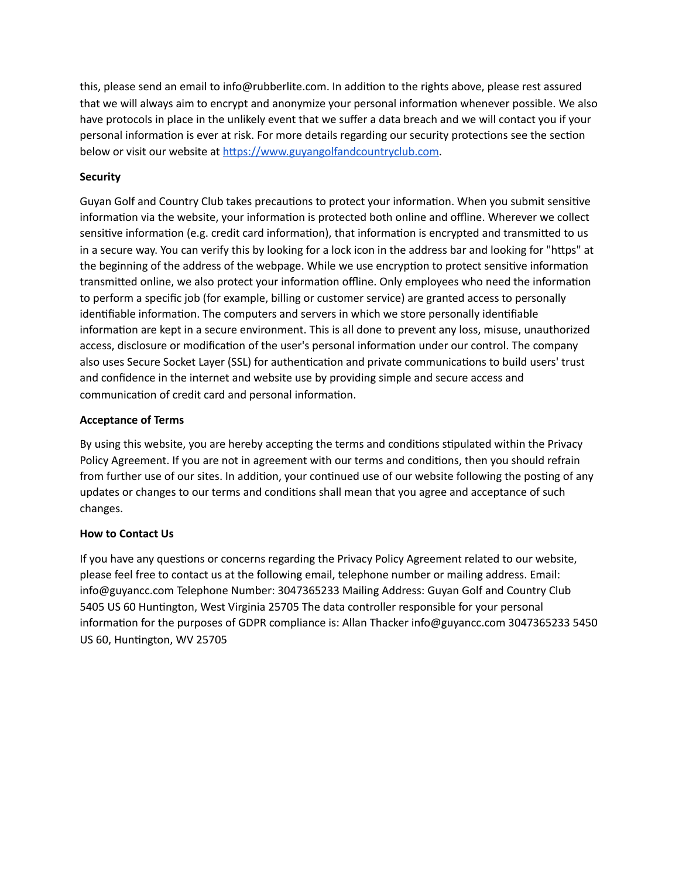this, please send an email to info@rubberlite.com. In addition to the rights above, please rest assured that we will always aim to encrypt and anonymize your personal information whenever possible. We also have protocols in place in the unlikely event that we suffer a data breach and we will contact you if your personal information is ever at risk. For more details regarding our security protections see the section below or visit our website at [https://www.guyangolfandcountryclub.com](https://www.guyangolfandcountryclub.com).

**Security**

Guyan Golf and Country Club takes precautions to protect your information. When you submit sensitive information via the website, your information is protected both online and offline. Wherever we collect sensitive information (e.g. credit card information), that information is encrypted and transmitted to us in a secure way. You can verify this by looking for a lock icon in the address bar and looking for "https" at the beginning of the address of the webpage. While we use encryption to protect sensitive information transmitted online, we also protect your information offline. Only employees who need the information to perform a specific job (for example, billing or customer service) are granted access to personally identifiable information. The computers and servers in which we store personally identifiable information are kept in a secure environment. This is all done to prevent any loss, misuse, unauthorized access, disclosure or modification of the user's personal information under our control. The company also uses Secure Socket Layer (SSL) for authentication and private communications to build users' trust and confidence in the internet and website use by providing simple and secure access and communication of credit card and personal information.

**Acceptance of Terms**

By using this website, you are hereby accepting the terms and conditions stipulated within the Privacy Policy Agreement. If you are not in agreement with our terms and conditions, then you should refrain from further use of our sites. In addition, your continued use of our website following the posting of any updates or changes to our terms and conditions shall mean that you agree and acceptance of such changes.

**How to Contact Us**

If you have any questions or concerns regarding the Privacy Policy Agreement related to our website, please feel free to contact us at the following email, telephone number or mailing address. Email: info@guyancc.com Telephone Number: 3047365233 Mailing Address: Guyan Golf and Country Club 5405 US 60 Huntington, West Virginia 25705 The data controller responsible for your personal information for the purposes of GDPR compliance is: Allan Thacker info@guyancc.com 3047365233 5450 US 60, Huntington, WV 25705